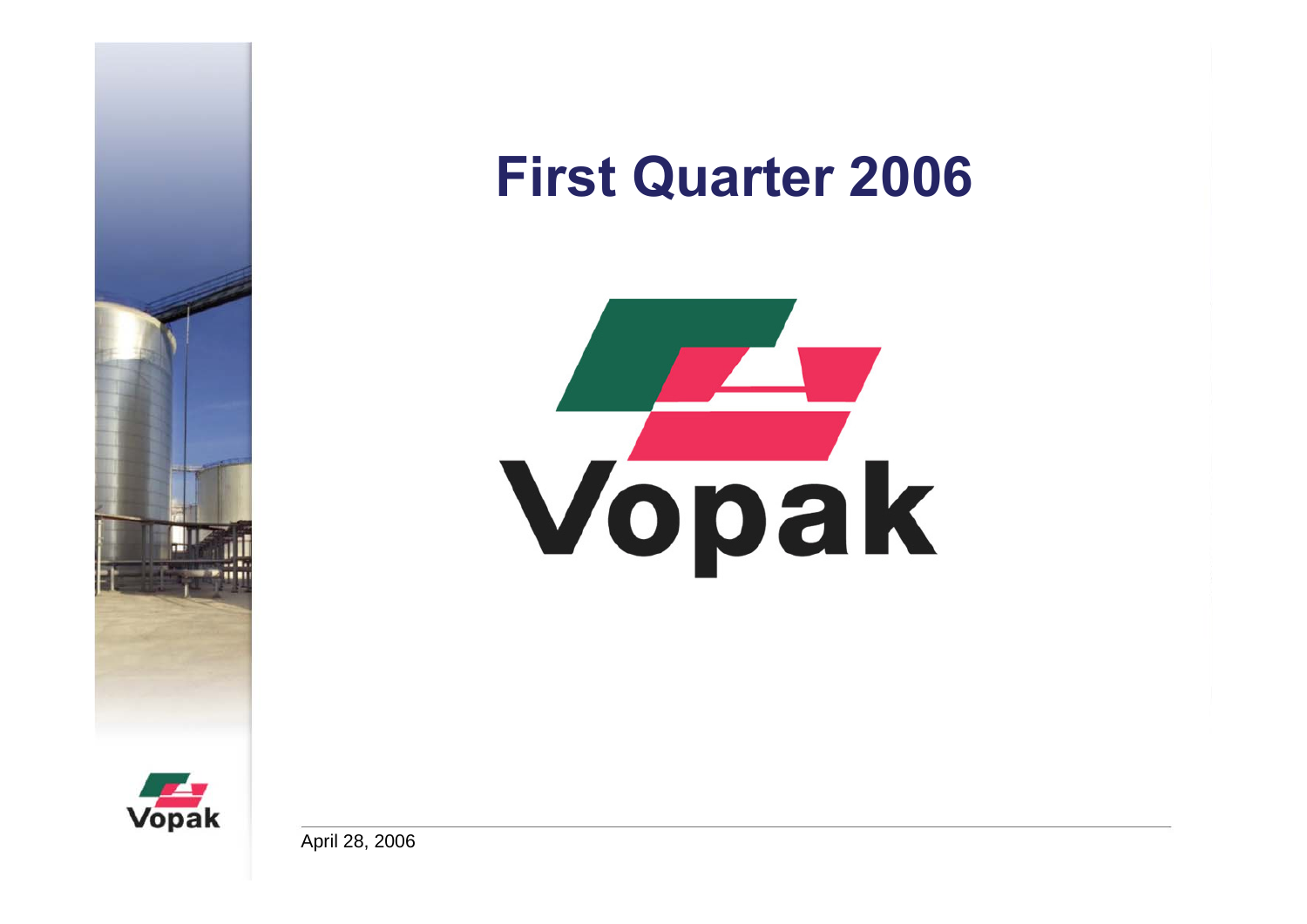# First Quarter 2006

Vopak

April 28, 2006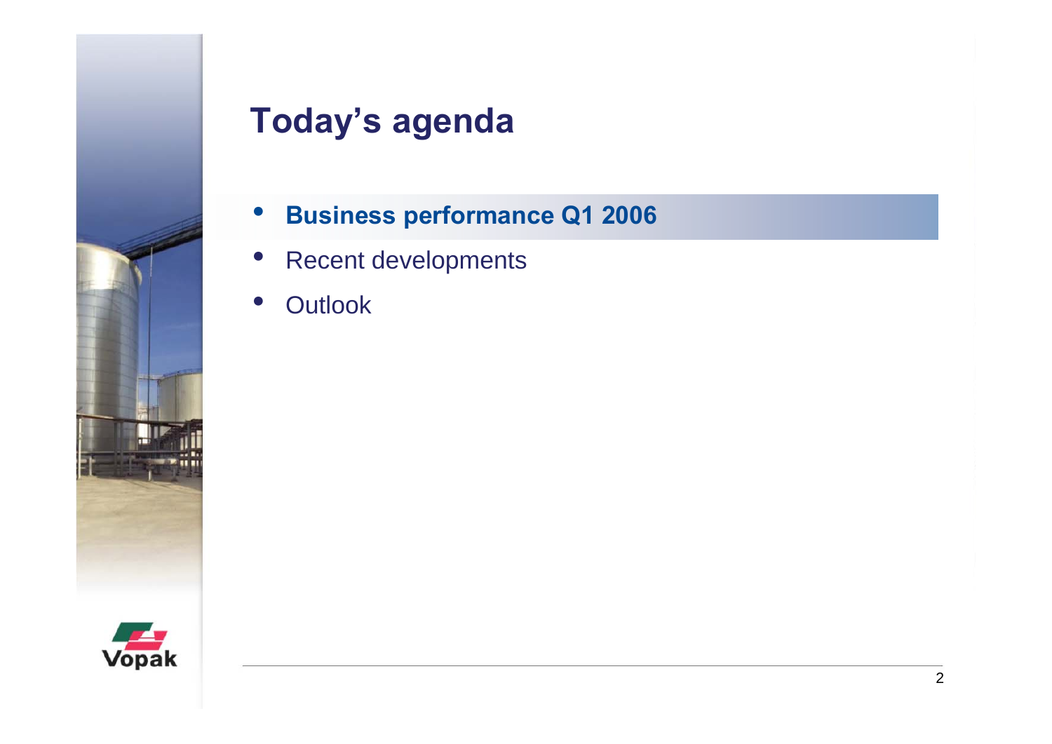# Today’s agenda

- **Business performance Q1 2006**
- Recent developments
- Outlook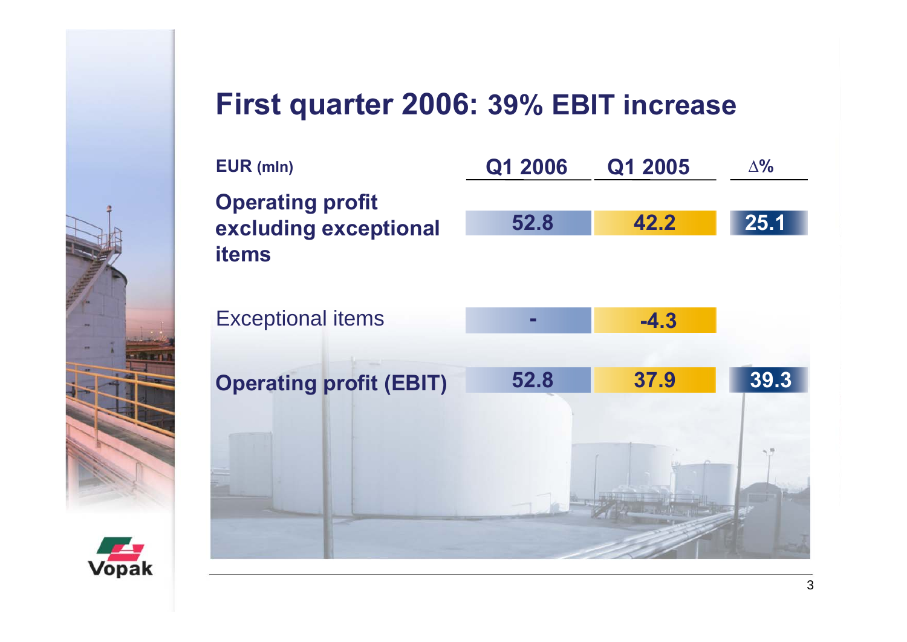# First quarter 2006: 39% EBIT increase

| EUR (mln) | Q1 2006 | Q1 2005 | ∆% |
| --- | --- | --- | --- |
| **Operating profit excluding exceptional items** | 52.8 | 42.2 | 25.1 |
| Exceptional items | - | -4.3 | |
| **Operating profit (EBIT)** | 52.8 | 37.9 | 39.3 |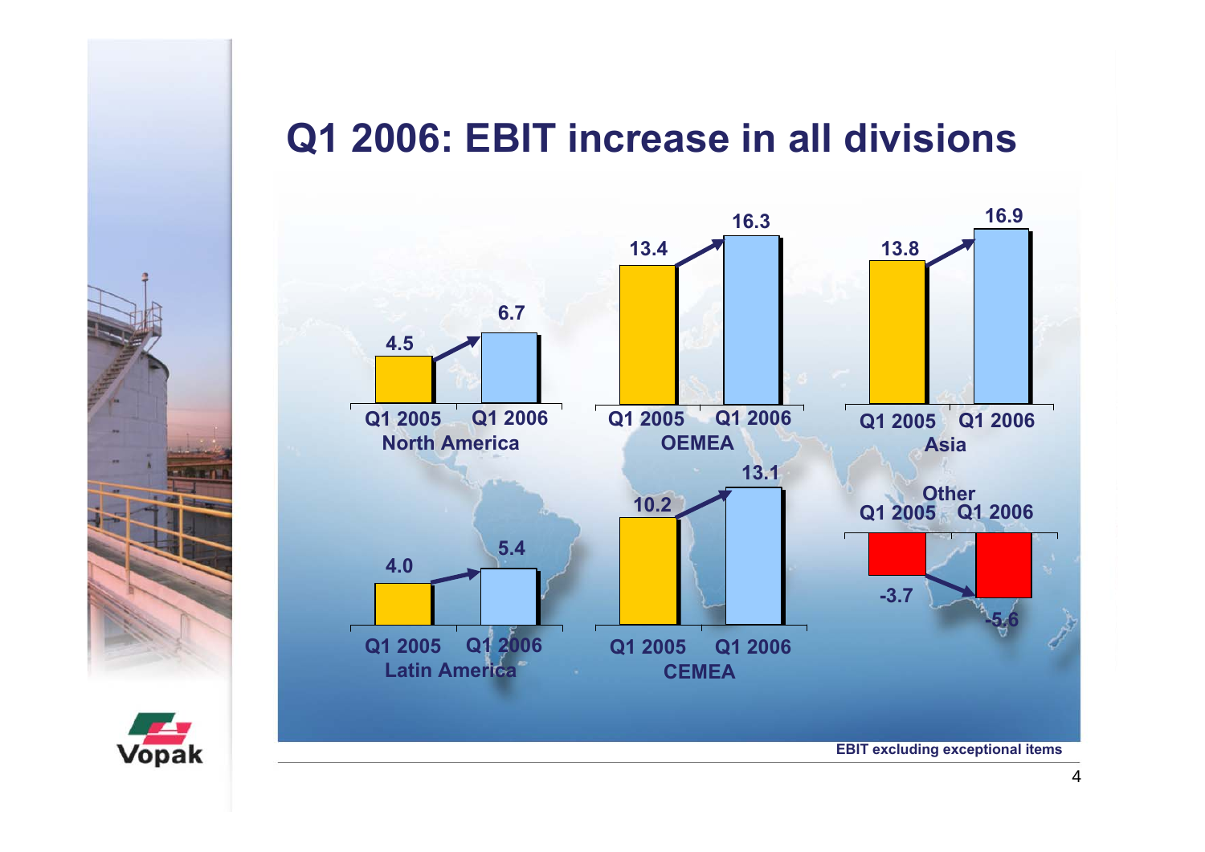# Q1 2006: EBIT increase in all divisions

| Division | Q1 2005 | Q1 2006 |
|---|---|---|
| North America | 4.5 | 6.7 |
| OEMEA | 13.4 | 16.3 |
| Asia | 13.8 | 16.9 |
| Latin America | 4.0 | 5.4 |
| CEMEA | 10.2 | 13.1 |
| Other | -3.7 | -5.6 |

EBIT excluding exceptional items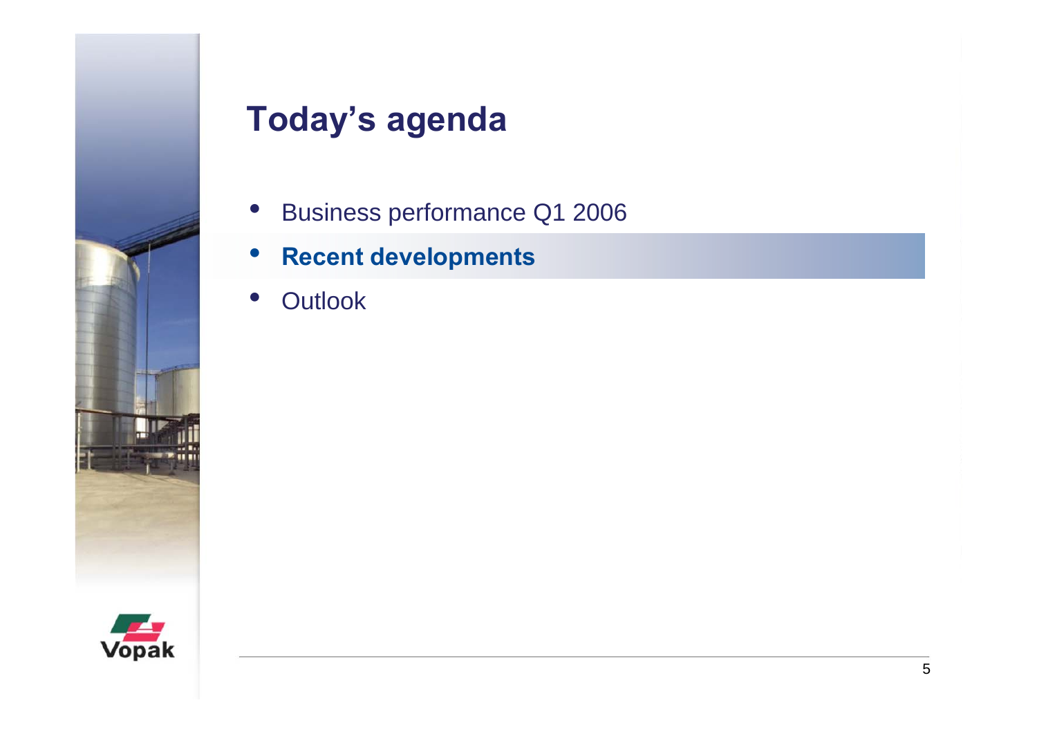# Today's agenda

- Business performance Q1 2006
- **Recent developments**
- Outlook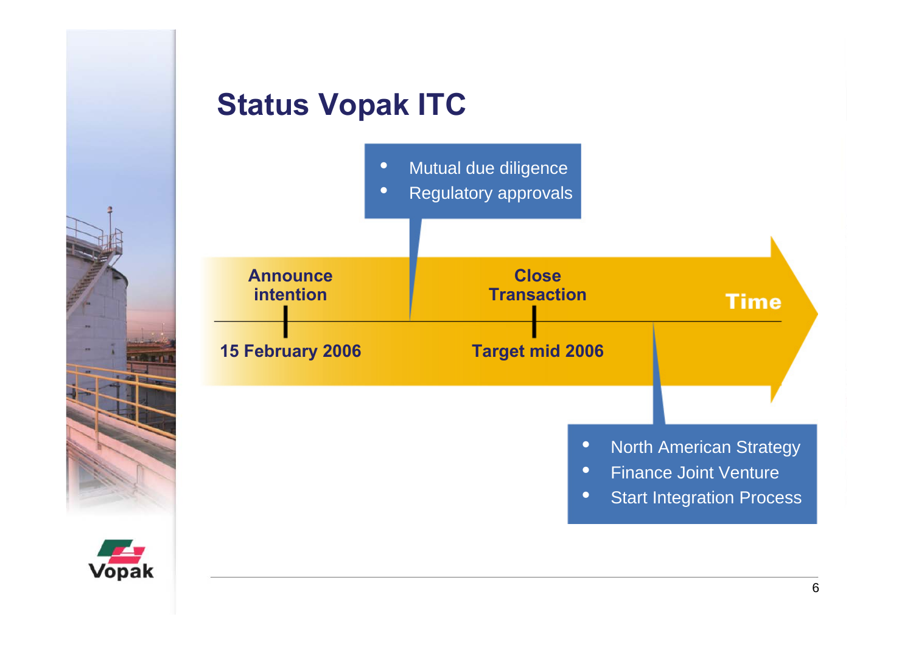# Status Vopak ITC

- Mutual due diligence
- Regulatory approvals

**Announce intention** — **15 February 2006**

**Close Transaction** — **Target mid 2006**

**Time**

- North American Strategy
- Finance Joint Venture
- Start Integration Process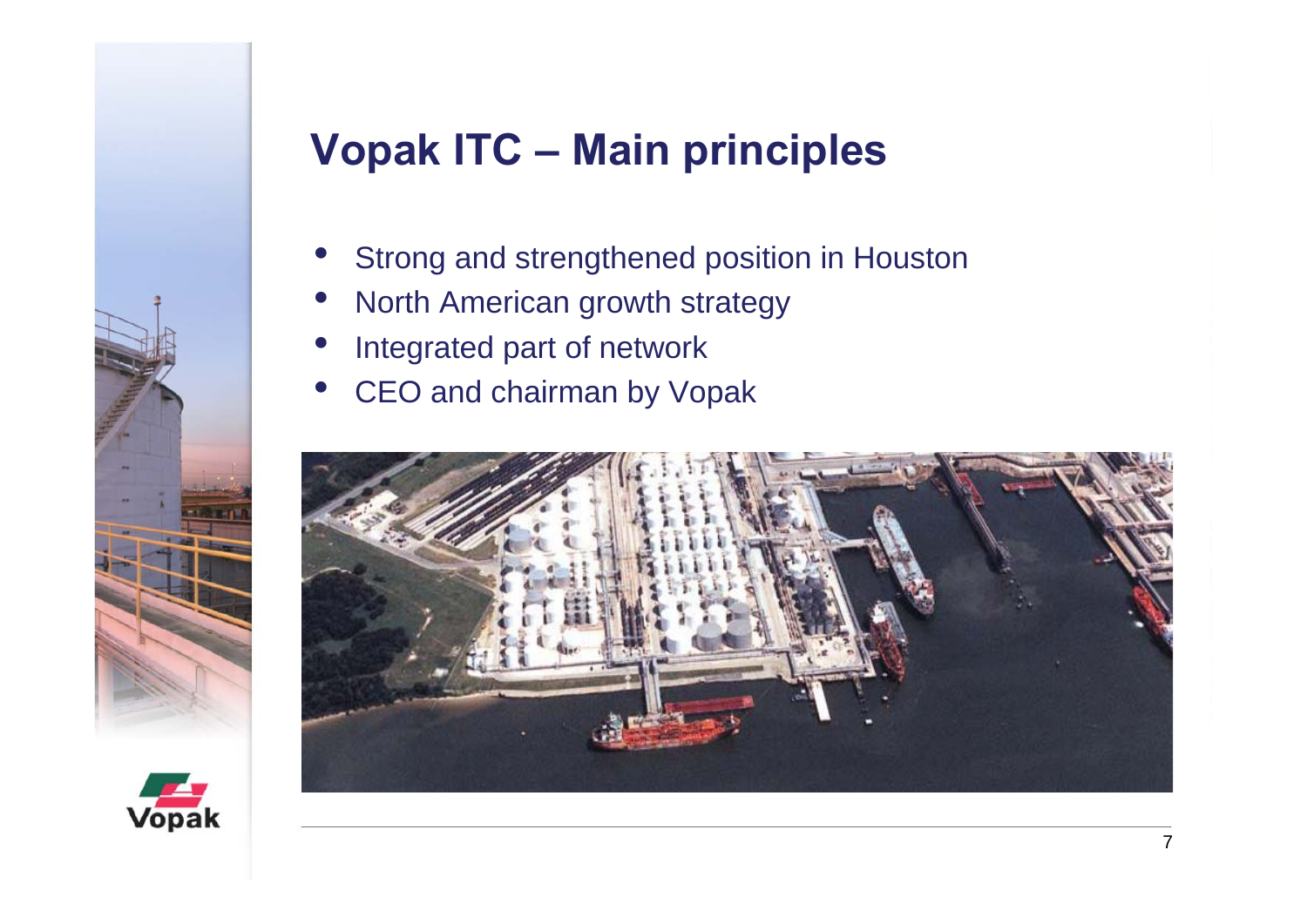# Vopak ITC – Main principles

- Strong and strengthened position in Houston
- North American growth strategy
- Integrated part of network
- CEO and chairman by Vopak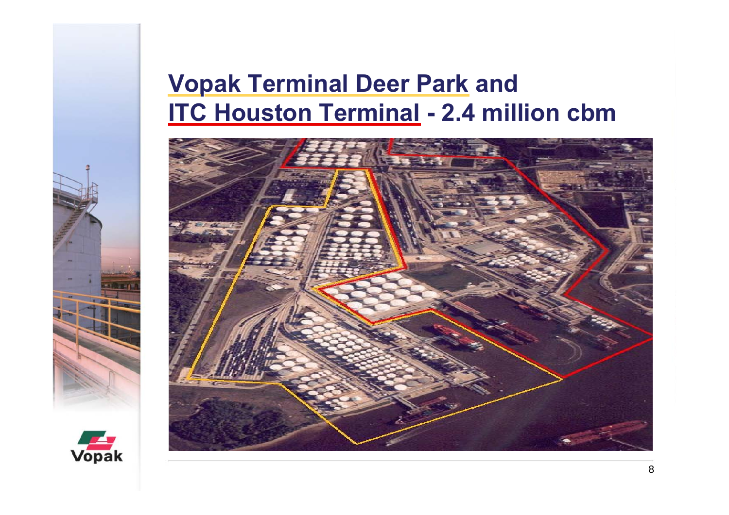# Vopak Terminal Deer Park and ITC Houston Terminal - 2.4 million cbm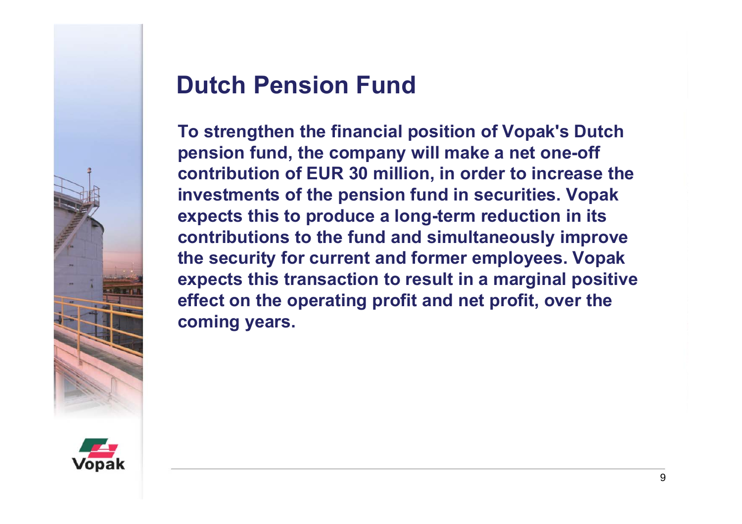# Dutch Pension Fund

**To strengthen the financial position of Vopak's Dutch pension fund, the company will make a net one-off contribution of EUR 30 million, in order to increase the investments of the pension fund in securities. Vopak expects this to produce a long-term reduction in its contributions to the fund and simultaneously improve the security for current and former employees. Vopak expects this transaction to result in a marginal positive effect on the operating profit and net profit, over the coming years.**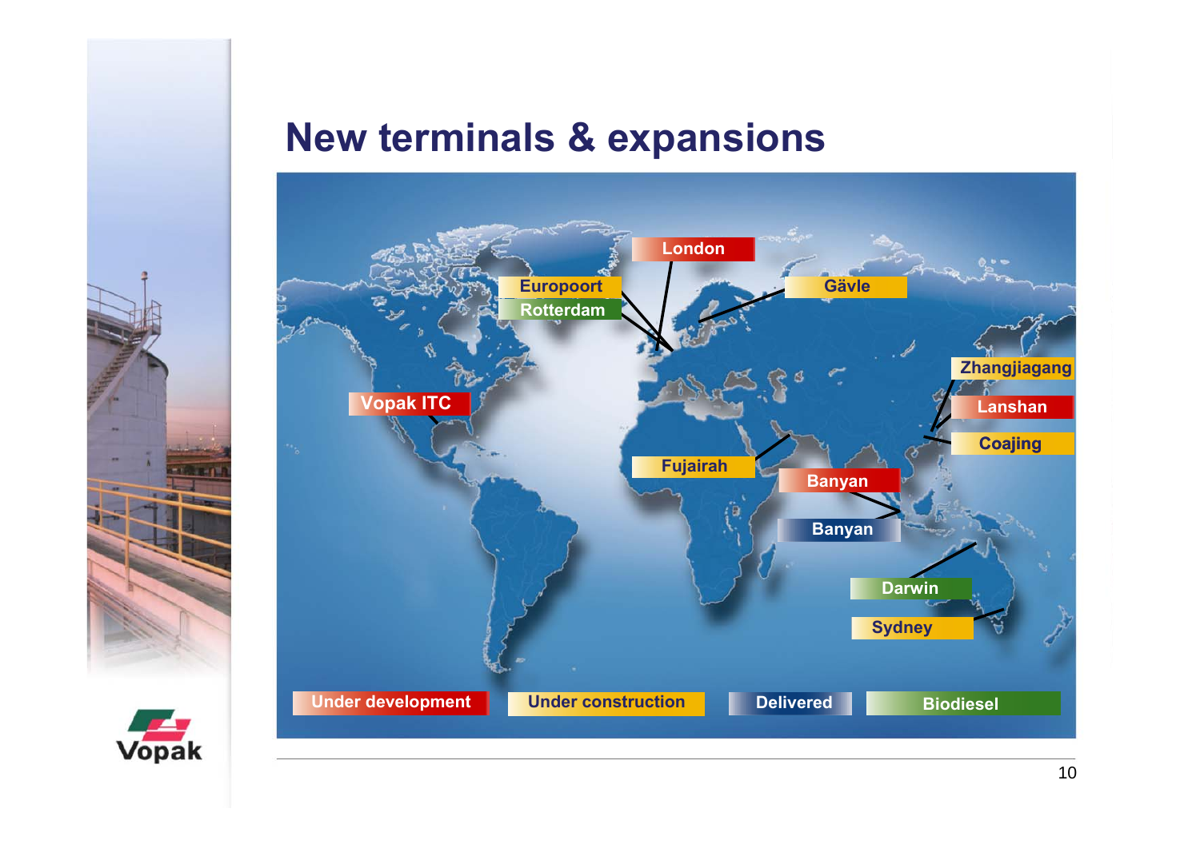# New terminals & expansions

London

Europoort

Rotterdam

Gävle

Vopak ITC

Zhangjiagang

Lanshan

Coajing

Fujairah

Banyan

Banyan

Darwin

Sydney

Under development | Under construction | Delivered | Biodiesel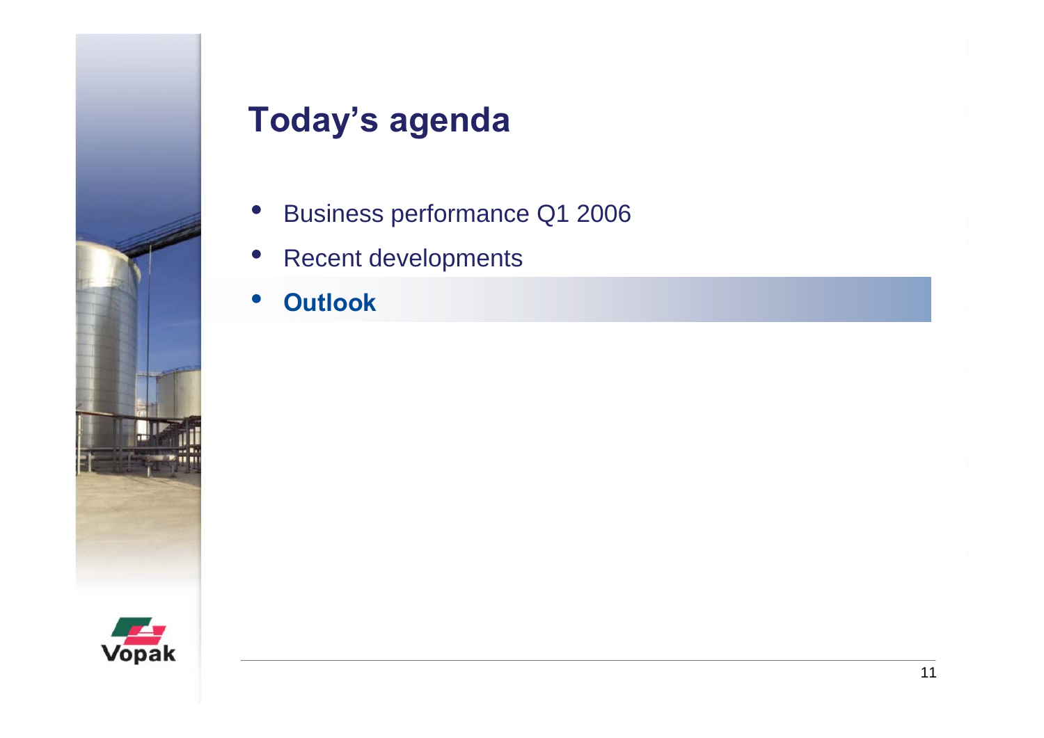# Today's agenda

- Business performance Q1 2006
- Recent developments
- **Outlook**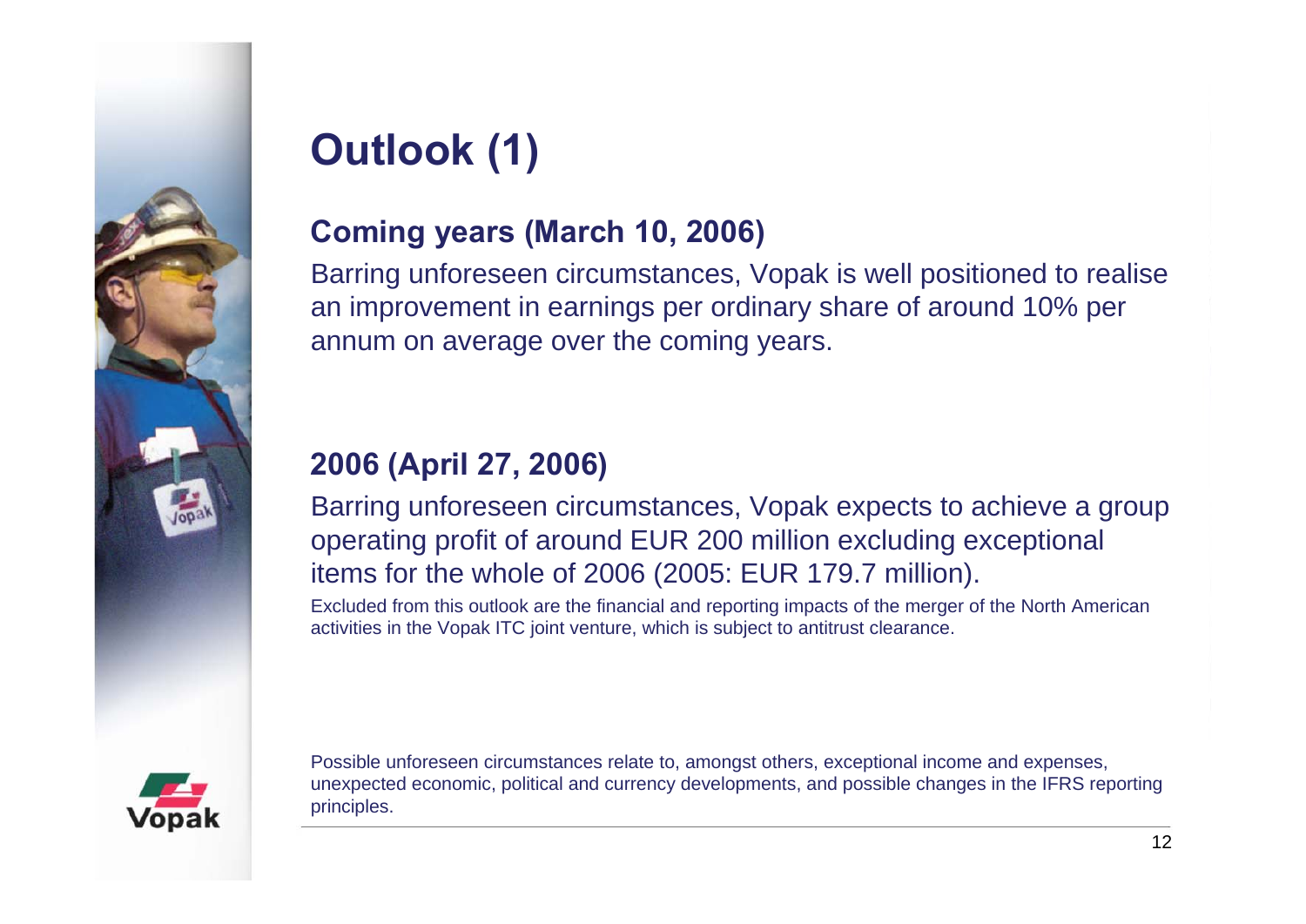# Outlook (1)

## Coming years (March 10, 2006)

Barring unforeseen circumstances, Vopak is well positioned to realise an improvement in earnings per ordinary share of around 10% per annum on average over the coming years.

## 2006 (April 27, 2006)

Barring unforeseen circumstances, Vopak expects to achieve a group operating profit of around EUR 200 million excluding exceptional items for the whole of 2006 (2005: EUR 179.7 million).

Excluded from this outlook are the financial and reporting impacts of the merger of the North American activities in the Vopak ITC joint venture, which is subject to antitrust clearance.

Possible unforeseen circumstances relate to, amongst others, exceptional income and expenses, unexpected economic, political and currency developments, and possible changes in the IFRS reporting principles.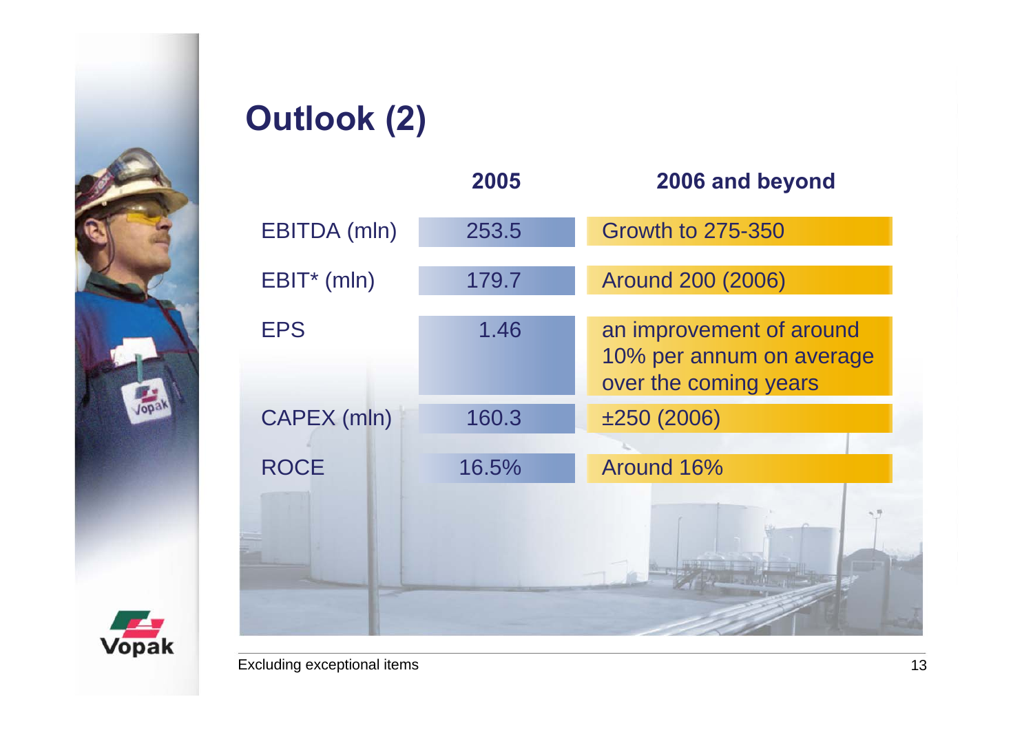# Outlook (2)

| | 2005 | 2006 and beyond |
|---|---|---|
| EBITDA (mln) | 253.5 | Growth to 275-350 |
| EBIT* (mln) | 179.7 | Around 200 (2006) |
| EPS | 1.46 | an improvement of around 10% per annum on average over the coming years |
| CAPEX (mln) | 160.3 | ±250 (2006) |
| ROCE | 16.5% | Around 16% |

Excluding exceptional items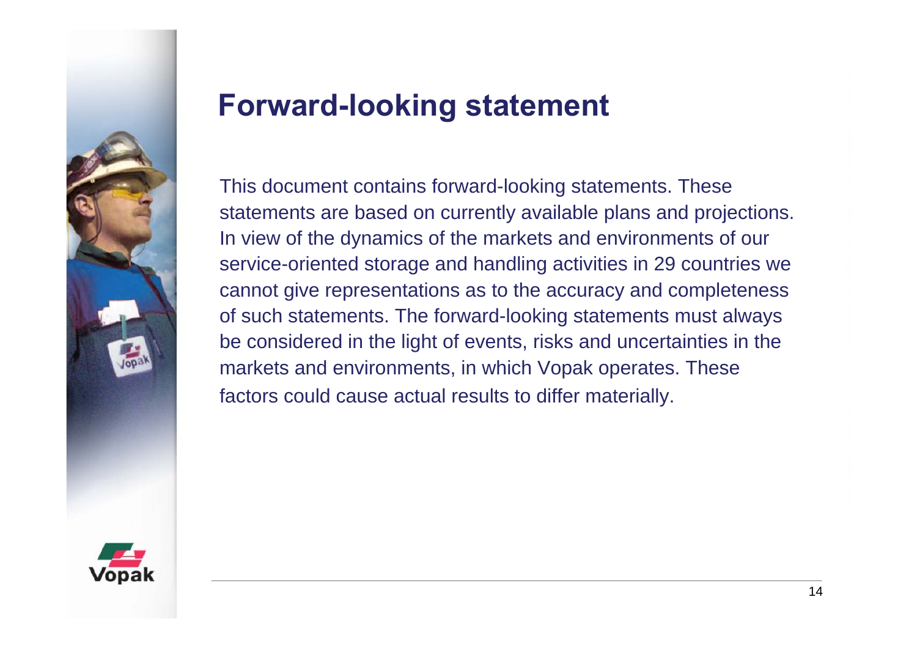# Forward-looking statement

This document contains forward-looking statements. These statements are based on currently available plans and projections. In view of the dynamics of the markets and environments of our service-oriented storage and handling activities in 29 countries we cannot give representations as to the accuracy and completeness of such statements. The forward-looking statements must always be considered in the light of events, risks and uncertainties in the markets and environments, in which Vopak operates. These factors could cause actual results to differ materially.